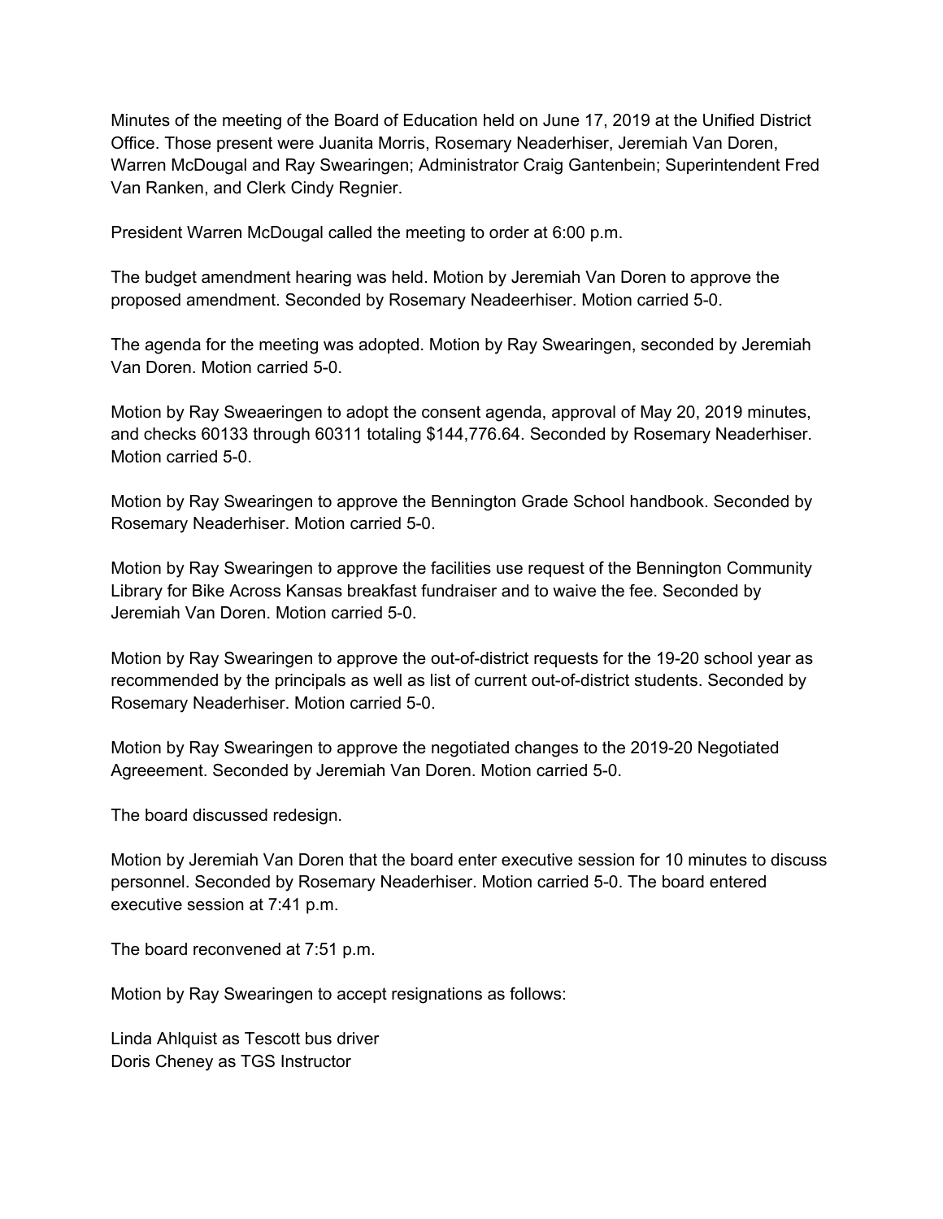Minutes of the meeting of the Board of Education held on June 17, 2019 at the Unified District Office. Those present were Juanita Morris, Rosemary Neaderhiser, Jeremiah Van Doren, Warren McDougal and Ray Swearingen; Administrator Craig Gantenbein; Superintendent Fred Van Ranken, and Clerk Cindy Regnier.

President Warren McDougal called the meeting to order at 6:00 p.m.

The budget amendment hearing was held. Motion by Jeremiah Van Doren to approve the proposed amendment. Seconded by Rosemary Neadeerhiser. Motion carried 5-0.

The agenda for the meeting was adopted. Motion by Ray Swearingen, seconded by Jeremiah Van Doren. Motion carried 5-0.

Motion by Ray Sweaeringen to adopt the consent agenda, approval of May 20, 2019 minutes, and checks 60133 through 60311 totaling $144,776.64. Seconded by Rosemary Neaderhiser. Motion carried 5-0.

Motion by Ray Swearingen to approve the Bennington Grade School handbook. Seconded by Rosemary Neaderhiser. Motion carried 5-0.

Motion by Ray Swearingen to approve the facilities use request of the Bennington Community Library for Bike Across Kansas breakfast fundraiser and to waive the fee. Seconded by Jeremiah Van Doren. Motion carried 5-0.

Motion by Ray Swearingen to approve the out-of-district requests for the 19-20 school year as recommended by the principals as well as list of current out-of-district students. Seconded by Rosemary Neaderhiser. Motion carried 5-0.

Motion by Ray Swearingen to approve the negotiated changes to the 2019-20 Negotiated Agreeement. Seconded by Jeremiah Van Doren. Motion carried 5-0.

The board discussed redesign.

Motion by Jeremiah Van Doren that the board enter executive session for 10 minutes to discuss personnel. Seconded by Rosemary Neaderhiser. Motion carried 5-0. The board entered executive session at 7:41 p.m.

The board reconvened at 7:51 p.m.

Motion by Ray Swearingen to accept resignations as follows:

Linda Ahlquist as Tescott bus driver  
Doris Cheney as TGS Instructor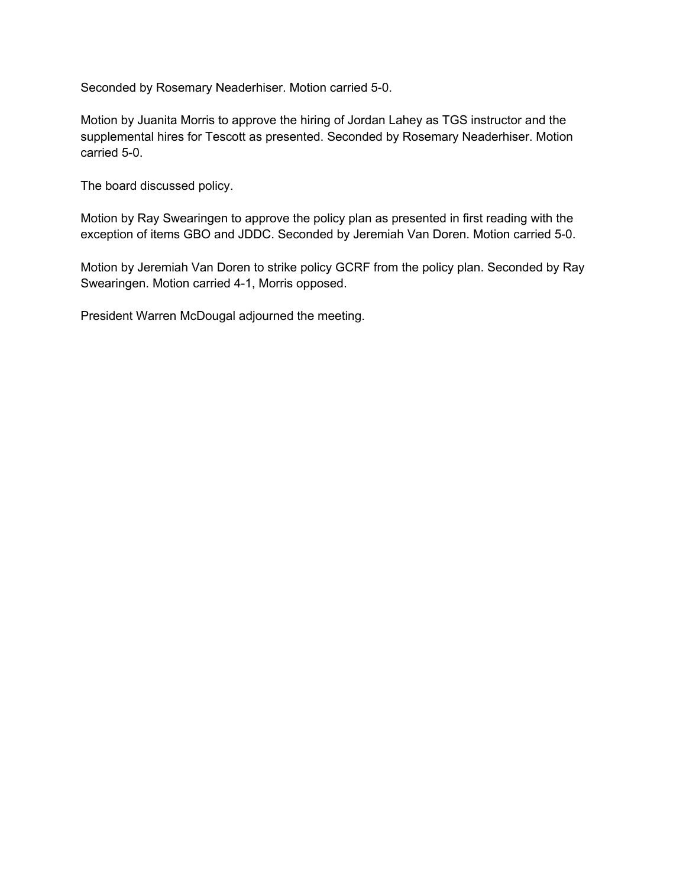Seconded by Rosemary Neaderhiser. Motion carried 5-0.

Motion by Juanita Morris to approve the hiring of Jordan Lahey as TGS instructor and the supplemental hires for Tescott as presented. Seconded by Rosemary Neaderhiser. Motion carried 5-0.

The board discussed policy.

Motion by Ray Swearingen to approve the policy plan as presented in first reading with the exception of items GBO and JDDC. Seconded by Jeremiah Van Doren. Motion carried 5-0.

Motion by Jeremiah Van Doren to strike policy GCRF from the policy plan. Seconded by Ray Swearingen. Motion carried 4-1, Morris opposed.

President Warren McDougal adjourned the meeting.